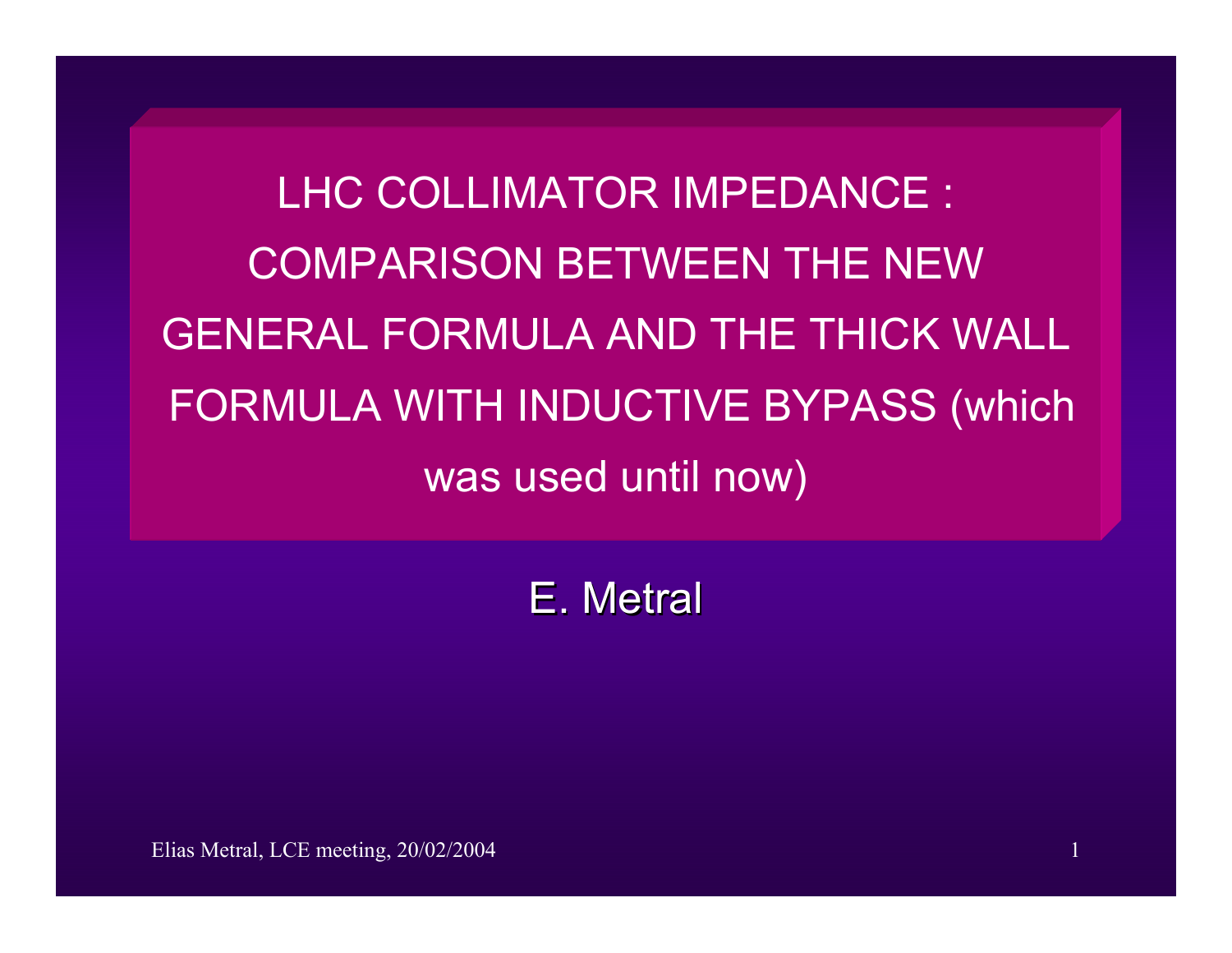# LHC COLLIMATOR IMPEDANCE : COMPARISON BETWEEN THE NEW GENERAL FORMULA AND THE THICK WALL FORMULA WITH INDUCTIVE BYPASS (which was used until now)

E. Metral

Elias Metral, LCE meeting, 20/02/2004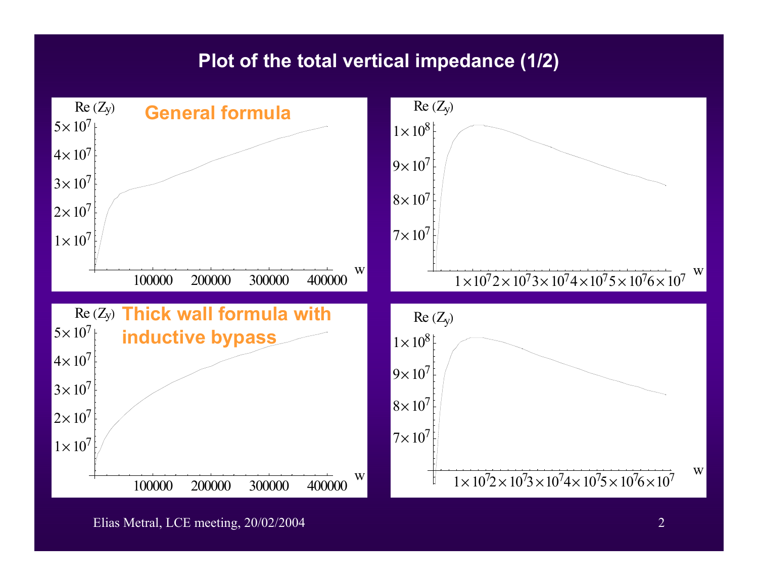# Plot of the total vertical impedance (1/2)

**General formula**

Re $(Z_y)$

$5\times10^7$, $4\times10^7$, $3\times10^7$, $2\times10^7$, $1\times10^7$

100000, 200000, 300000, 400000 w

Re $(Z_y)$

$1\times10^8$, $9\times10^7$, $8\times10^7$, $7\times10^7$

$1\times10^7$ $2\times10^7$ $3\times10^7$ $4\times10^7$ $5\times10^7$ $6\times10^7$ w

**Thick wall formula with inductive bypass**

Re $(Z_y)$

$5\times10^7$, $4\times10^7$, $3\times10^7$, $2\times10^7$, $1\times10^7$

100000, 200000, 300000, 400000 w

Re $(Z_y)$

$1\times10^8$, $9\times10^7$, $8\times10^7$, $7\times10^7$

$1\times10^7$ $2\times10^7$ $3\times10^7$ $4\times10^7$ $5\times10^7$ $6\times10^7$ w

Elias Metral, LCE meeting, 20/02/2004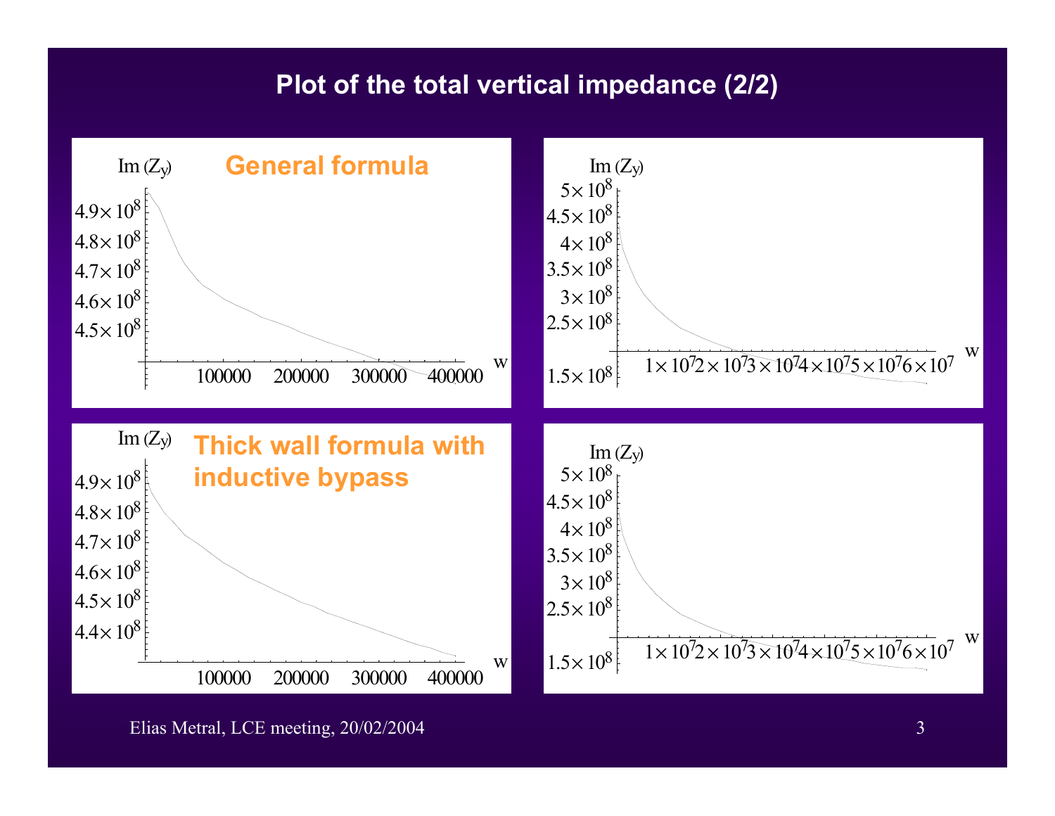# Plot of the total vertical impedance (2/2)

**General formula**

**Thick wall formula with inductive bypass**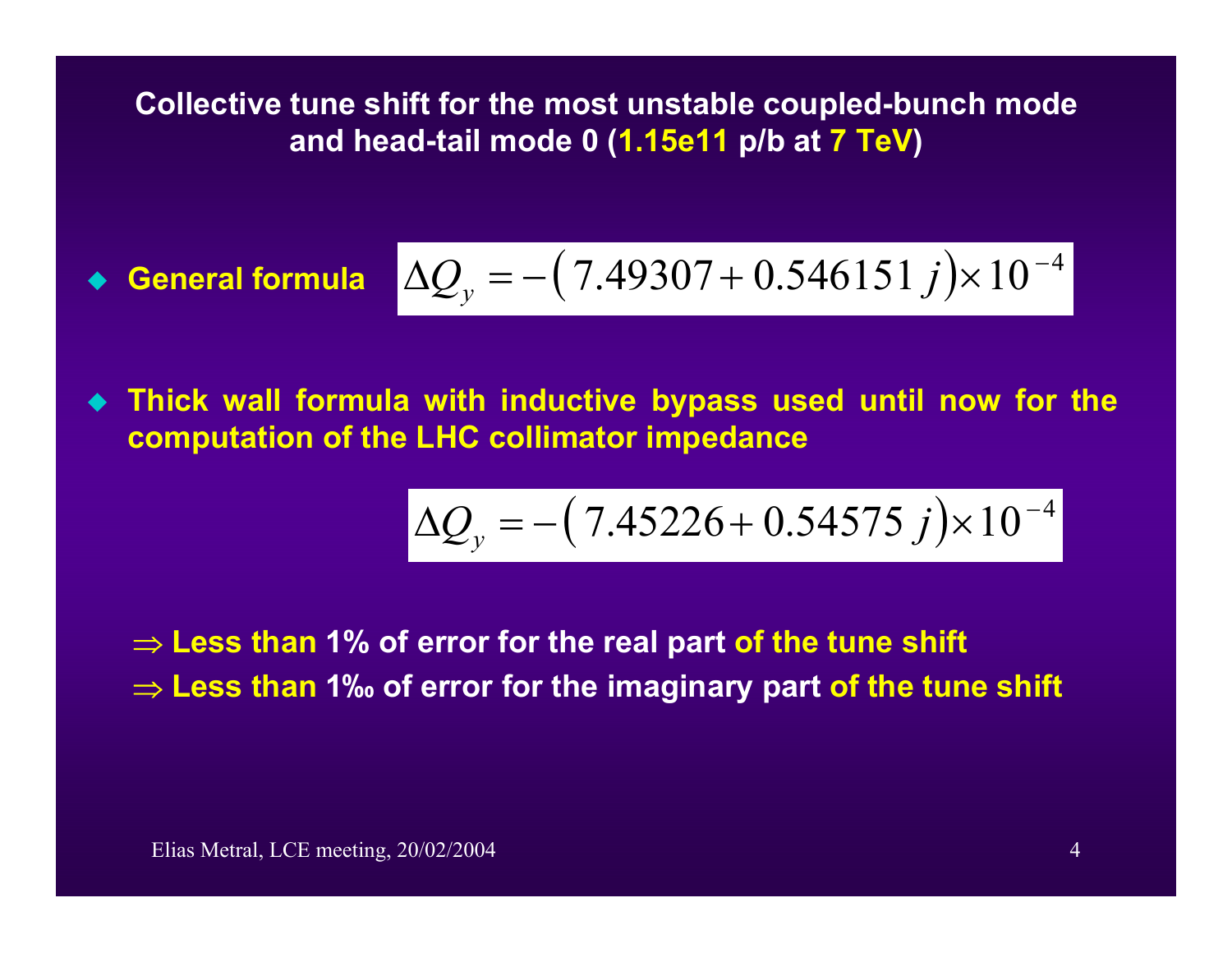## Collective tune shift for the most unstable coupled-bunch mode and head-tail mode 0 (1.15e11 p/b at 7 TeV)

- **General formula**

$$\Delta Q_y = -\left( 7.49307 + 0.546151\, j \right) \times 10^{-4}$$

- **Thick wall formula with inductive bypass used until now for the computation of the LHC collimator impedance**

$$\Delta Q_y = -\left( 7.45226 + 0.54575\, j \right) \times 10^{-4}$$

$\Rightarrow$ **Less than 1% of error for the real part of the tune shift**

$\Rightarrow$ **Less than 1‰ of error for the imaginary part of the tune shift**

Elias Metral, LCE meeting, 20/02/2004